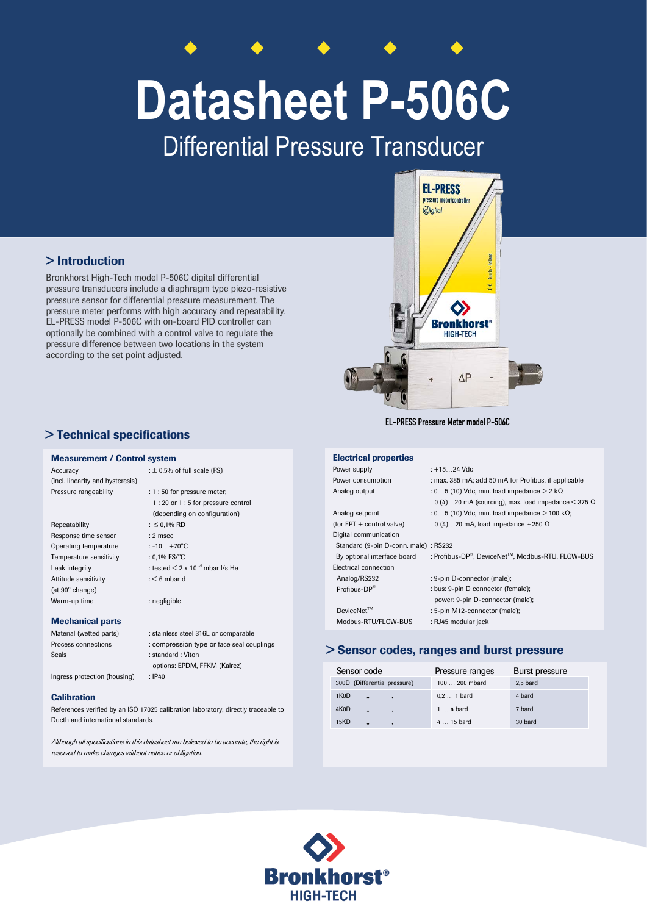# Datasheet P-506C

## Differential Pressure Transducer

## > Introduction

Bronkhorst High-Tech model P-506C digital differential pressure transducers include a diaphragm type piezo-resistive pressure sensor for differential pressure measurement. The pressure meter performs with high accuracy and repeatability. EL-PRESS model P-506C with on-board PID controller can optionally be combined with a control valve to regulate the pressure difference between two locations in the system according to the set point adjusted.

EL-PRESS Pressure Meter model P-506C

## > Technical specifications

### Measurement / Control system

| | |
|---|---|
| Accuracy (incl. linearity and hysteresis) | : ± 0,5% of full scale (FS) |
| Pressure rangeability | : 1 : 50 for pressure meter; 1 : 20 or 1 : 5 for pressure control (depending on configuration) |
| Repeatability | : ≤ 0,1% RD |
| Response time sensor | : 2 msec |
| Operating temperature | : -10…+70°C |
| Temperature sensitivity | : 0,1% FS/°C |
| Leak integrity | : tested < 2 x $10^{-9}$ mbar l/s He |
| Attitude sensitivity (at 90° change) | : < 6 mbar d |
| Warm-up time | : negligible |

### Mechanical parts

| | |
|---|---|
| Material (wetted parts) | : stainless steel 316L or comparable |
| Process connections | : compression type or face seal couplings |
| Seals | : standard : Viton; options: EPDM, FFKM (Kalrez) |
| Ingress protection (housing) | : IP40 |

### Calibration

References verified by an ISO 17025 calibration laboratory, directly traceable to Ducth and international standards.

*Although all specifications in this datasheet are believed to be accurate, the right is reserved to make changes without notice or obligation.*

### Electrical properties

| | |
|---|---|
| Power supply | : +15…24 Vdc |
| Power consumption | : max. 385 mA; add 50 mA for Profibus, if applicable |
| Analog output | : 0…5 (10) Vdc, min. load impedance > 2 kΩ; 0 (4)…20 mA (sourcing), max. load impedance < 375 Ω |
| Analog setpoint (for EPT + control valve) | : 0…5 (10) Vdc, min. load impedance > 100 kΩ; 0 (4)…20 mA, load impedance ~250 Ω |
| Digital communication | |
| Standard (9-pin D-conn. male) | : RS232 |
| By optional interface board | : Profibus-DP®, DeviceNet™, Modbus-RTU, FLOW-BUS |
| Electrical connection | |
| Analog/RS232 | : 9-pin D-connector (male); |
| Profibus-DP® | : bus: 9-pin D connector (female); power: 9-pin D-connector (male); |
| DeviceNet™ | : 5-pin M12-connector (male); |
| Modbus-RTU/FLOW-BUS | : RJ45 modular jack |

## > Sensor codes, ranges and burst pressure

| Sensor code | | | Pressure ranges | Burst pressure |
|---|---|---|---|---|
| 300D | (Differential pressure) | | 100 … 200 mbard | 2,5 bard |
| 1K0D | ,, | ,, | 0,2 … 1 bard | 4 bard |
| 4K0D | ,, | ,, | 1 … 4 bard | 7 bard |
| 15KD | ,, | ,, | 4 … 15 bard | 30 bard |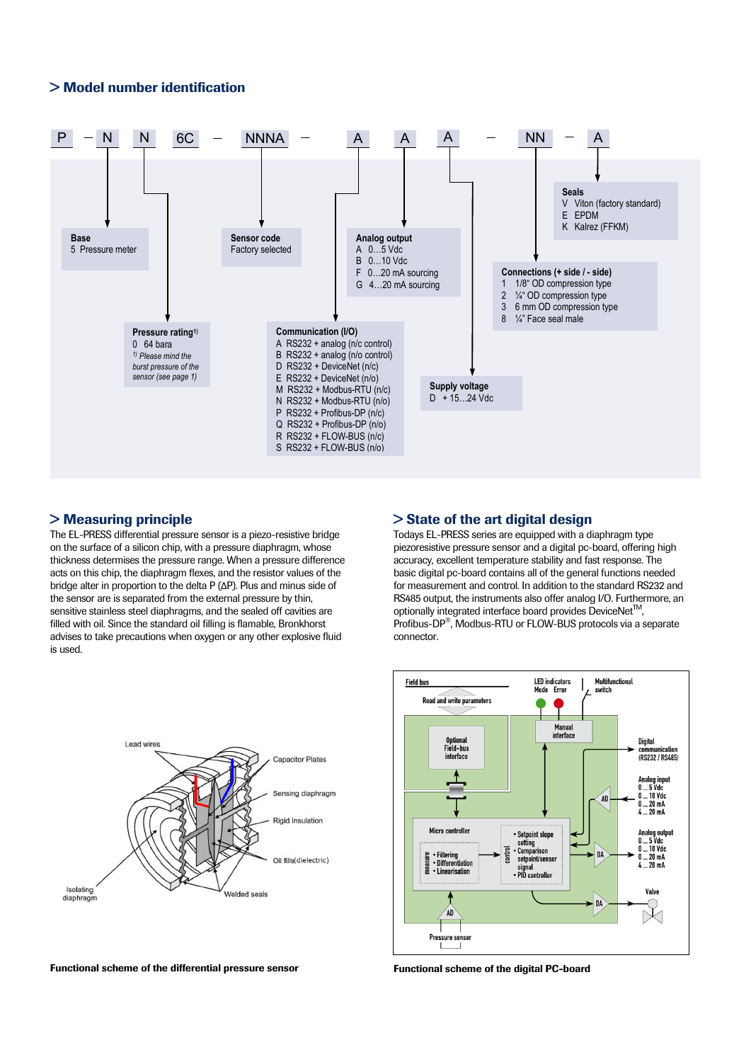## > Model number identification

P – N N 6C – NNNA – A A A – NN – A

**Base**
5 Pressure meter

**Pressure rating**[1)]
0 64 bara
[1)] *Please mind the burst pressure of the sensor (see page 1)*

**Sensor code**
Factory selected

**Communication (I/O)**
A RS232 + analog (n/c control)
B RS232 + analog (n/o control)
D RS232 + DeviceNet (n/c)
E RS232 + DeviceNet (n/o)
M RS232 + Modbus-RTU (n/c)
N RS232 + Modbus-RTU (n/o)
P RS232 + Profibus-DP (n/c)
Q RS232 + Profibus-DP (n/o)
R RS232 + FLOW-BUS (n/c)
S RS232 + FLOW-BUS (n/o)

**Analog output**
A 0…5 Vdc
B 0…10 Vdc
F 0…20 mA sourcing
G 4…20 mA sourcing

**Supply voltage**
D + 15…24 Vdc

**Connections (+ side / - side)**
1 1/8" OD compression type
2 ¼" OD compression type
3 6 mm OD compression type
8 ¼" Face seal male

**Seals**
V Viton (factory standard)
E EPDM
K Kalrez (FFKM)

## > Measuring principle

The EL-PRESS differential pressure sensor is a piezo-resistive bridge on the surface of a silicon chip, with a pressure diaphragm, whose thickness determines the pressure range. When a pressure difference acts on this chip, the diaphragm flexes, and the resistor values of the bridge alter in proportion to the delta P (ΔP). Plus and minus side of the sensor are separated from the external pressure by thin, sensitive stainless steel diaphragms, and the sealed off cavities are filled with oil. Since the standard oil filling is flamable, Bronkhorst advises to take precautions when oxygen or any other explosive fluid is used.

**Functional scheme of the differential pressure sensor**

## > State of the art digital design

Todays EL-PRESS series are equipped with a diaphragm type piezoresistive pressure sensor and a digital pc-board, offering high accuracy, excellent temperature stability and fast response. The basic digital pc-board contains all of the general functions needed for measurement and control. In addition to the standard RS232 and RS485 output, the instruments also offer analog I/O. Furthermore, an optionally integrated interface board provides DeviceNet™, Profibus-DP®, Modbus-RTU or FLOW-BUS protocols via a separate connector.

**Functional scheme of the digital PC-board**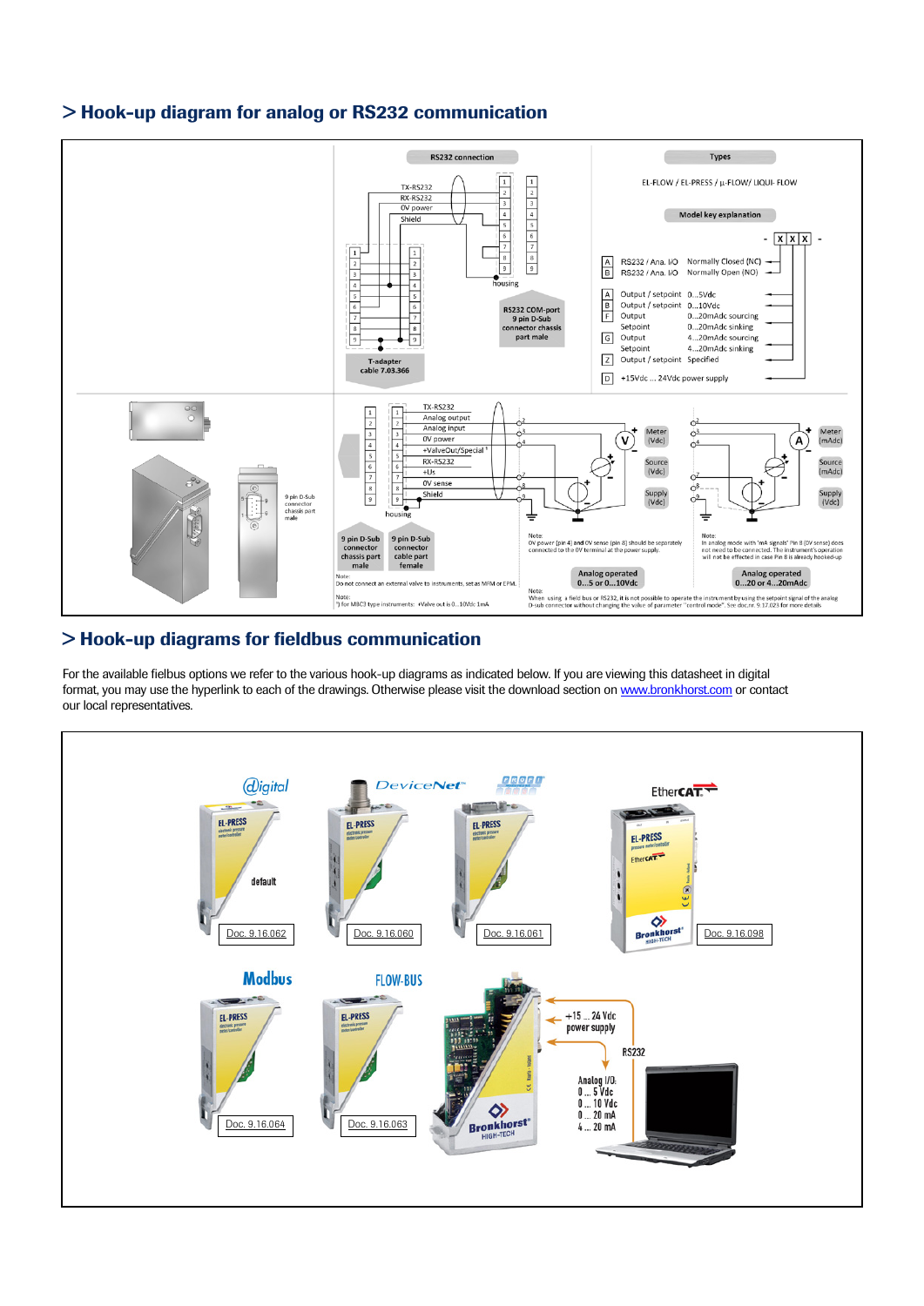## > Hook-up diagram for analog or RS232 communication

**RS232 connection**

TX-RS232
RX-RS232
0V power
Shield

housing

T-adapter cable 7.03.366

RS232 COM-port 9 pin D-Sub connector chassis part male

**Types**

EL-FLOW / EL-PRESS / µ-FLOW/ LIQUI- FLOW

**Model key explanation**

\- X X X -

| | | |
|---|---|---|
| A | RS232 / Ana. I/O | Normally Closed (NC) |
| B | RS232 / Ana. I/O | Normally Open (NO) |
| A | Output / setpoint | 0...5Vdc |
| B | Output / setpoint | 0...10Vdc |
| F | Output | 0...20mAdc sourcing |
| | Setpoint | 0...20mAdc sinking |
| G | Output | 4...20mAdc sourcing |
| | Setpoint | 4...20mAdc sinking |
| Z | Output / setpoint | Specified |
| D | +15Vdc ... 24Vdc power supply | |

9 pin D-Sub connector chassis part male

1 TX-RS232
2 Analog output
3 Analog input
4 0V power
5 +ValveOut/Special [1]
6 RX-RS232
7 +Us
8 0V sense
9 Shield

housing

9 pin D-Sub connector chassis part male

9 pin D-Sub connector cable part female

Meter (Vdc)
Source (Vdc)
Supply (Vdc)

Meter (mAdc)
Source (mAdc)
Supply (Vdc)

Note:
0V power (pin 4) and 0V sense (pin 8) should be separately connected to the 0V terminal at the power supply.

Note:
In analog mode with 'mA signals' Pin 8 (0V sense) does not need to be connected. The instrument's operation will not be effected in case Pin 8 is already hooked-up

**Analog operated 0...5 or 0...10Vdc**

**Analog operated 0...20 or 4...20mAdc**

Note:
Do not connect an external valve to instruments, set as MFM or EPM.

Note:
[1] for MBC3 type instruments: +Valve out is 0...10Vdc 1mA

Note:
When using a field bus or RS232, it is not possible to operate the instrument by using the setpoint signal of the analog D-sub connector without changing the value of parameter "control mode". See doc.nr. 9.17.023 for more details

## > Hook-up diagrams for fieldbus communication

For the available fielbus options we refer to the various hook-up diagrams as indicated below. If you are viewing this datasheet in digital format, you may use the hyperlink to each of the drawings. Otherwise please visit the download section on www.bronkhorst.com or contact our local representatives.

Digital – default – Doc. 9.16.062

DeviceNet – Doc. 9.16.060

PROFIBUS – Doc. 9.16.061

EtherCAT – Doc. 9.16.098

Modbus – Doc. 9.16.064

FLOW-BUS – Doc. 9.16.063

+15 ... 24 Vdc power supply

RS232

Analog I/O:
0 ... 5 Vdc
0 ... 10 Vdc
0 ... 20 mA
4 ... 20 mA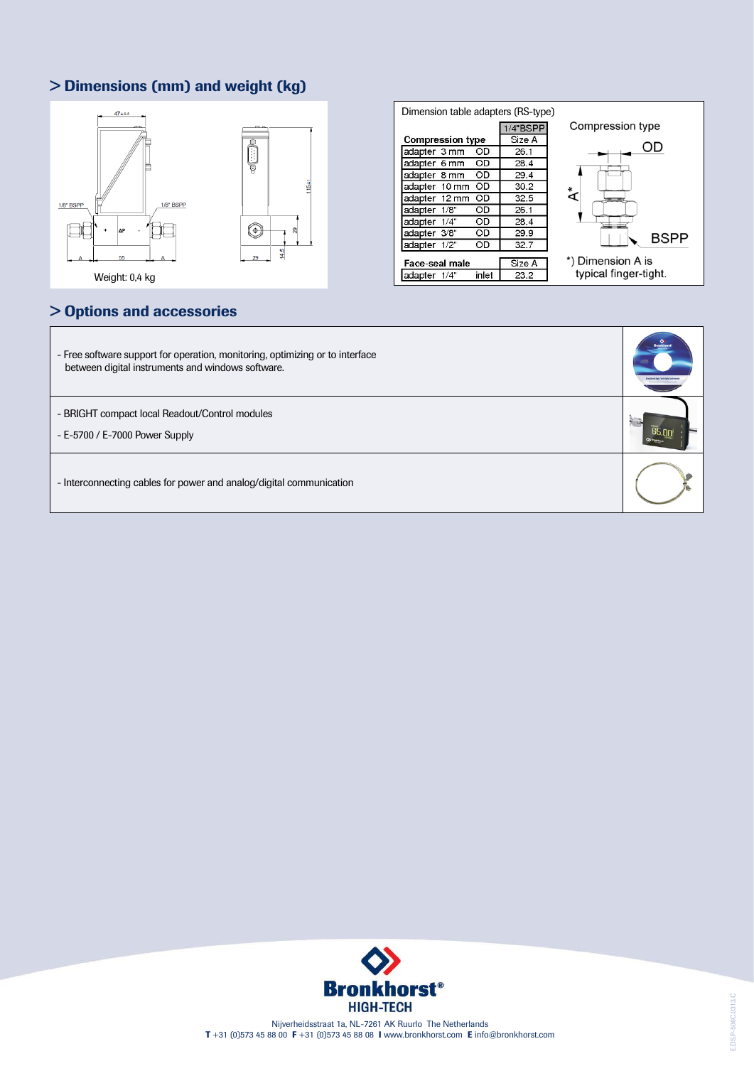## > Dimensions (mm) and weight (kg)

47 ±0.5

1/8" BSPP

1/8" BSPP

115 ±1

ΔP

A 55 A

29

14.5

29

Weight: 0,4 kg

Dimension table adapters (RS-type)

| Compression type | 1/4"BSPP Size A |
|---|---|
| adapter 3 mm OD | 26.1 |
| adapter 6 mm OD | 28.4 |
| adapter 8 mm OD | 29.4 |
| adapter 10 mm OD | 30.2 |
| adapter 12 mm OD | 32.5 |
| adapter 1/8" OD | 26.1 |
| adapter 1/4" OD | 28.4 |
| adapter 3/8" OD | 29.9 |
| adapter 1/2" OD | 32.7 |

| Face-seal male | Size A |
|---|---|
| adapter 1/4" inlet | 23.2 |

Compression type

OD

A*

BSPP

*) Dimension A is typical finger-tight.

## > Options and accessories

- Free software support for operation, monitoring, optimizing or to interface between digital instruments and windows software.

- BRIGHT compact local Readout/Control modules
- E-5700 / E-7000 Power Supply

- Interconnecting cables for power and analog/digital communication

**Bronkhorst® HIGH-TECH**

Nijverheidsstraat 1a, NL-7261 AK Ruurlo The Netherlands
**T** +31 (0)573 45 88 00 **F** +31 (0)573 45 88 08 **I** www.bronkhorst.com **E** info@bronkhorst.com

E.DSP-506C.0313.C